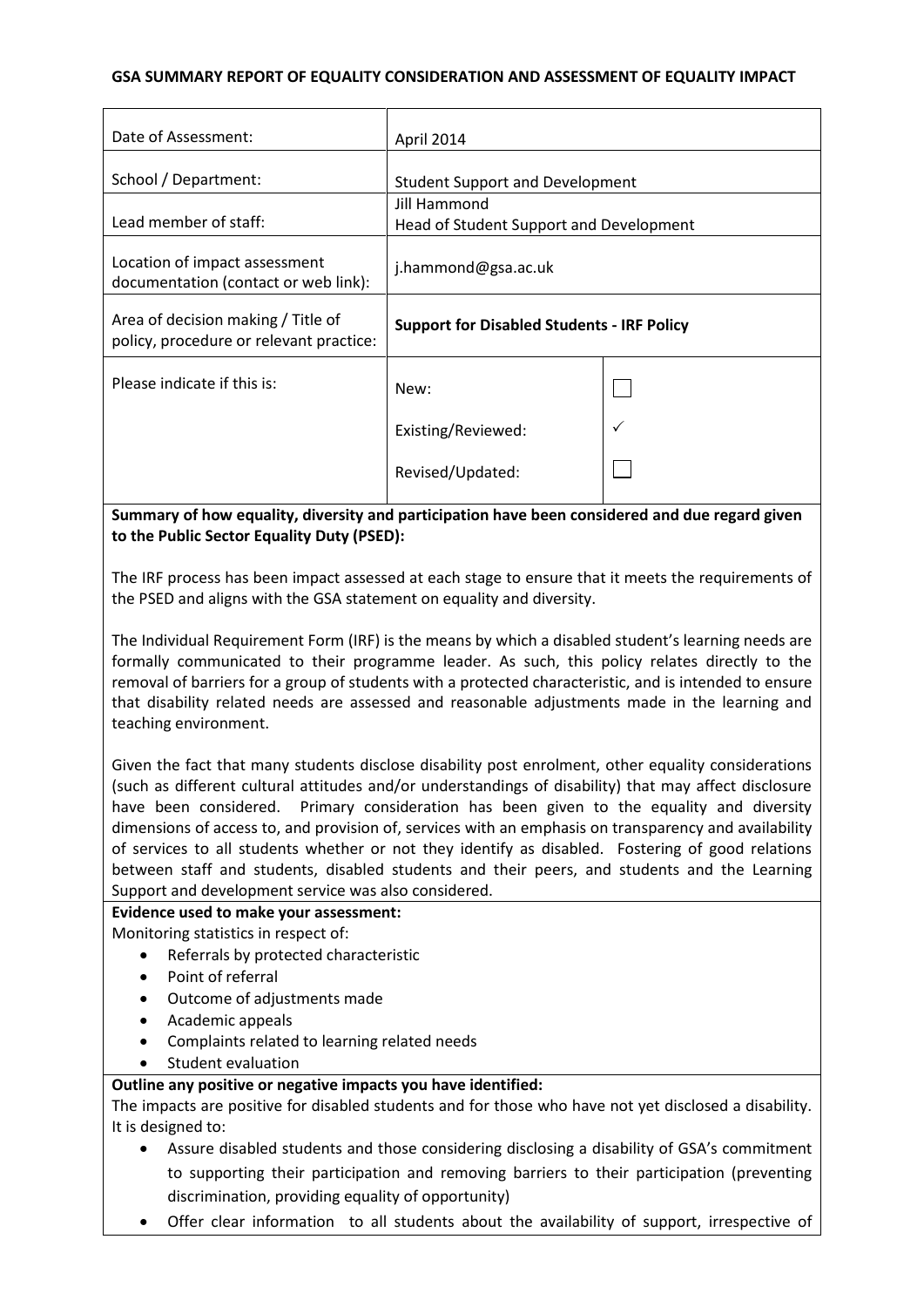**GSA SUMMARY REPORT OF EQUALITY CONSIDERATION AND ASSESSMENT OF EQUALITY IMPACT**

| | | |
|---|---|---|
| Date of Assessment: | April 2014 | |
| School / Department: | Student Support and Development | |
| Lead member of staff: | Jill Hammond<br>Head of Student Support and Development | |
| Location of impact assessment documentation (contact or web link): | j.hammond@gsa.ac.uk | |
| Area of decision making / Title of policy, procedure or relevant practice: | **Support for Disabled Students - IRF Policy** | |
| Please indicate if this is: | New: | ☐ |
| | Existing/Reviewed: | ✓ |
| | Revised/Updated: | ☐ |

**Summary of how equality, diversity and participation have been considered and due regard given to the Public Sector Equality Duty (PSED):**

The IRF process has been impact assessed at each stage to ensure that it meets the requirements of the PSED and aligns with the GSA statement on equality and diversity.

The Individual Requirement Form (IRF) is the means by which a disabled student's learning needs are formally communicated to their programme leader. As such, this policy relates directly to the removal of barriers for a group of students with a protected characteristic, and is intended to ensure that disability related needs are assessed and reasonable adjustments made in the learning and teaching environment.

Given the fact that many students disclose disability post enrolment, other equality considerations (such as different cultural attitudes and/or understandings of disability) that may affect disclosure have been considered. Primary consideration has been given to the equality and diversity dimensions of access to, and provision of, services with an emphasis on transparency and availability of services to all students whether or not they identify as disabled. Fostering of good relations between staff and students, disabled students and their peers, and students and the Learning Support and development service was also considered.

**Evidence used to make your assessment:**

Monitoring statistics in respect of:

- Referrals by protected characteristic
- Point of referral
- Outcome of adjustments made
- Academic appeals
- Complaints related to learning related needs
- Student evaluation

**Outline any positive or negative impacts you have identified:**

The impacts are positive for disabled students and for those who have not yet disclosed a disability. It is designed to:

- Assure disabled students and those considering disclosing a disability of GSA's commitment to supporting their participation and removing barriers to their participation (preventing discrimination, providing equality of opportunity)
- Offer clear information to all students about the availability of support, irrespective of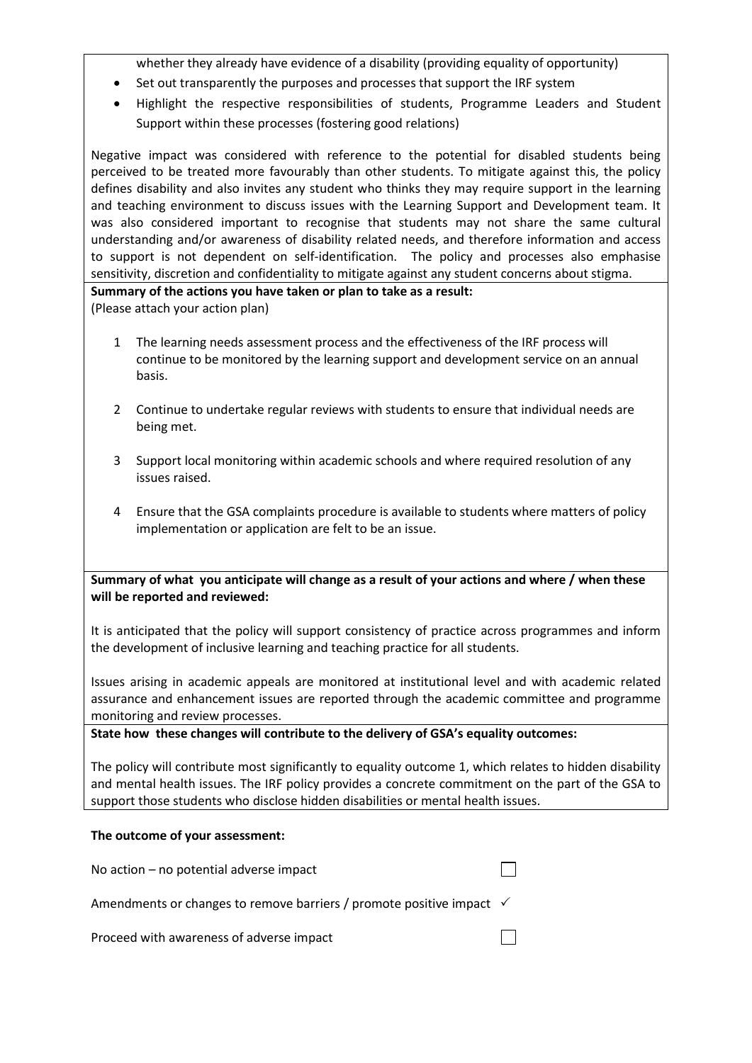whether they already have evidence of a disability (providing equality of opportunity)

- Set out transparently the purposes and processes that support the IRF system
- Highlight the respective responsibilities of students, Programme Leaders and Student Support within these processes (fostering good relations)

Negative impact was considered with reference to the potential for disabled students being perceived to be treated more favourably than other students. To mitigate against this, the policy defines disability and also invites any student who thinks they may require support in the learning and teaching environment to discuss issues with the Learning Support and Development team. It was also considered important to recognise that students may not share the same cultural understanding and/or awareness of disability related needs, and therefore information and access to support is not dependent on self-identification. The policy and processes also emphasise sensitivity, discretion and confidentiality to mitigate against any student concerns about stigma.

**Summary of the actions you have taken or plan to take as a result:**
(Please attach your action plan)

1. The learning needs assessment process and the effectiveness of the IRF process will continue to be monitored by the learning support and development service on an annual basis.
2. Continue to undertake regular reviews with students to ensure that individual needs are being met.
3. Support local monitoring within academic schools and where required resolution of any issues raised.
4. Ensure that the GSA complaints procedure is available to students where matters of policy implementation or application are felt to be an issue.

**Summary of what you anticipate will change as a result of your actions and where / when these will be reported and reviewed:**

It is anticipated that the policy will support consistency of practice across programmes and inform the development of inclusive learning and teaching practice for all students.

Issues arising in academic appeals are monitored at institutional level and with academic related assurance and enhancement issues are reported through the academic committee and programme monitoring and review processes.

**State how these changes will contribute to the delivery of GSA's equality outcomes:**

The policy will contribute most significantly to equality outcome 1, which relates to hidden disability and mental health issues. The IRF policy provides a concrete commitment on the part of the GSA to support those students who disclose hidden disabilities or mental health issues.

**The outcome of your assessment:**

No action – no potential adverse impact ☐

Amendments or changes to remove barriers / promote positive impact ✓

Proceed with awareness of adverse impact ☐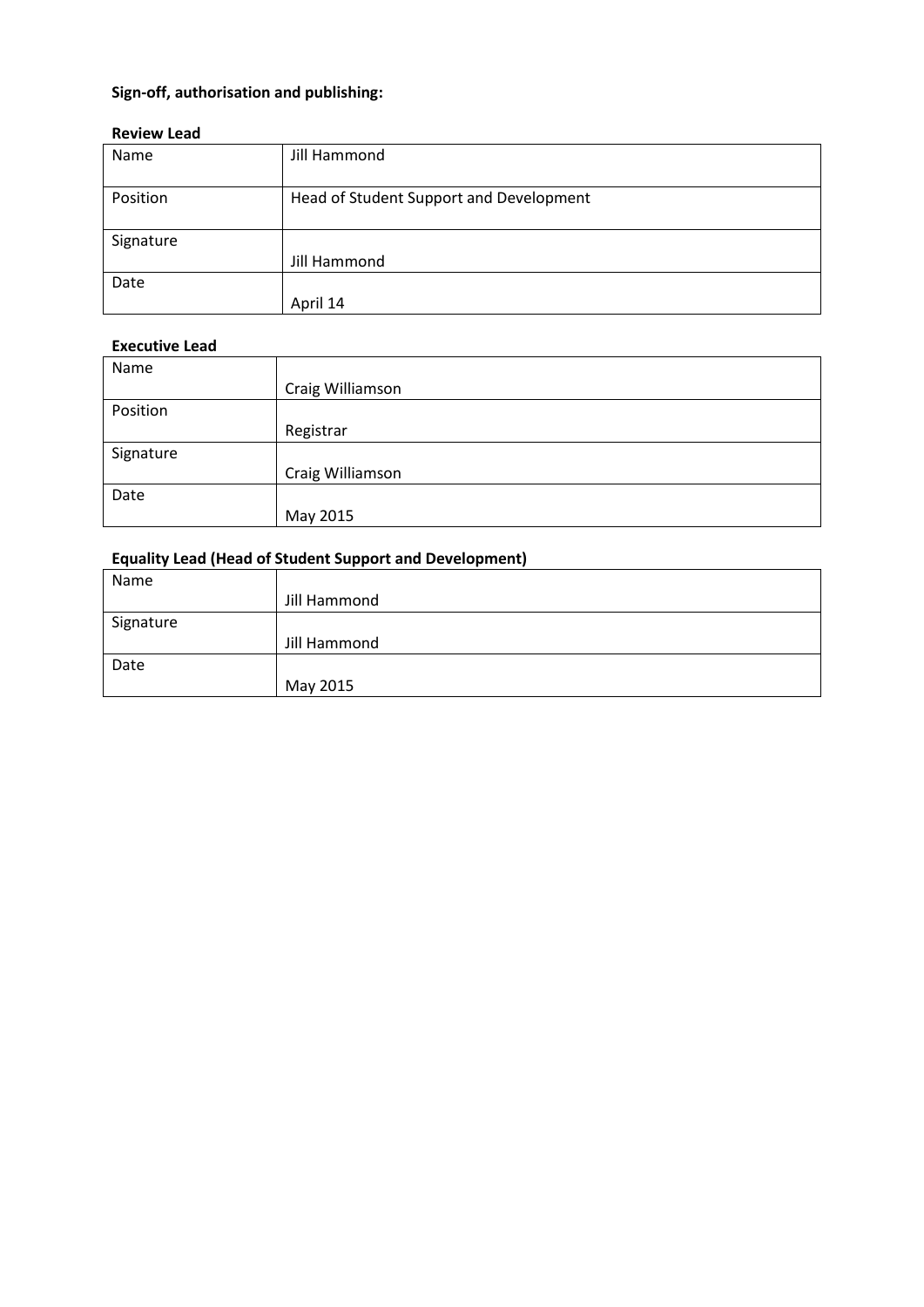**Sign-off, authorisation and publishing:**

**Review Lead**

| | |
|---|---|
| Name | Jill Hammond |
| Position | Head of Student Support and Development |
| Signature | Jill Hammond |
| Date | April 14 |

**Executive Lead**

| | |
|---|---|
| Name | Craig Williamson |
| Position | Registrar |
| Signature | Craig Williamson |
| Date | May 2015 |

**Equality Lead (Head of Student Support and Development)**

| | |
|---|---|
| Name | Jill Hammond |
| Signature | Jill Hammond |
| Date | May 2015 |